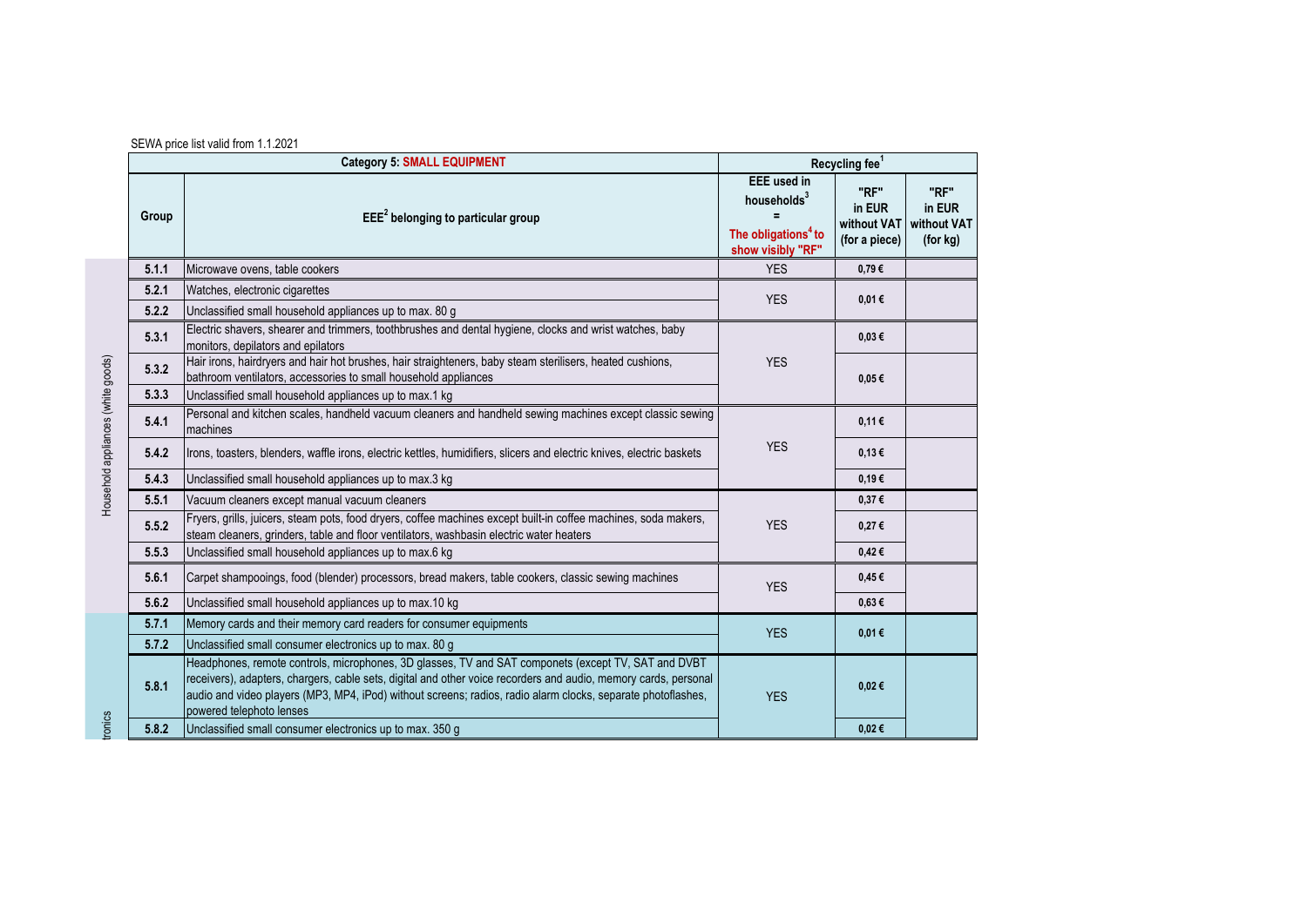SEWA price list valid from 1.1.2021

| | Category 5: SMALL EQUIPMENT | | Recycling fee[1] | | |
|---|---|---|---|---|---|
| | Group | EEE[2] belonging to particular group | EEE used in households[3] = The obligations[4] to show visibly "RF" | "RF" in EUR without VAT (for a piece) | "RF" in EUR without VAT (for kg) |
| Household appliances (white goods) | 5.1.1 | Microwave ovens, table cookers | YES | 0,79 € | |
| | 5.2.1 | Watches, electronic cigarettes | YES | 0,01 € | |
| | 5.2.2 | Unclassified small household appliances up to max. 80 g | | | |
| | 5.3.1 | Electric shavers, shearer and trimmers, toothbrushes and dental hygiene, clocks and wrist watches, baby monitors, depilators and epilators | YES | 0,03 € | |
| | 5.3.2 | Hair irons, hairdryers and hair hot brushes, hair straighteners, baby steam sterilisers, heated cushions, bathroom ventilators, accessories to small household appliances | | 0,05 € | |
| | 5.3.3 | Unclassified small household appliances up to max.1 kg | | | |
| | 5.4.1 | Personal and kitchen scales, handheld vacuum cleaners and handheld sewing machines except classic sewing machines | YES | 0,11 € | |
| | 5.4.2 | Irons, toasters, blenders, waffle irons, electric kettles, humidifiers, slicers and electric knives, electric baskets | | 0,13 € | |
| | 5.4.3 | Unclassified small household appliances up to max.3 kg | | 0,19 € | |
| | 5.5.1 | Vacuum cleaners except manual vacuum cleaners | YES | 0,37 € | |
| | 5.5.2 | Fryers, grills, juicers, steam pots, food dryers, coffee machines except built-in coffee machines, soda makers, steam cleaners, grinders, table and floor ventilators, washbasin electric water heaters | | 0,27 € | |
| | 5.5.3 | Unclassified small household appliances up to max.6 kg | | 0,42 € | |
| | 5.6.1 | Carpet shampooings, food (blender) processors, bread makers, table cookers, classic sewing machines | YES | 0,45 € | |
| | 5.6.2 | Unclassified small household appliances up to max.10 kg | | 0,63 € | |
| ...tronics | 5.7.1 | Memory cards and their memory card readers for consumer equipments | YES | 0,01 € | |
| | 5.7.2 | Unclassified small consumer electronics up to max. 80 g | | | |
| | 5.8.1 | Headphones, remote controls, microphones, 3D glasses, TV and SAT componets (except TV, SAT and DVBT receivers), adapters, chargers, cable sets, digital and other voice recorders and audio, memory cards, personal audio and video players (MP3, MP4, iPod) without screens; radios, radio alarm clocks, separate photoflashes, powered telephoto lenses | YES | 0,02 € | |
| | 5.8.2 | Unclassified small consumer electronics up to max. 350 g | | 0,02 € | |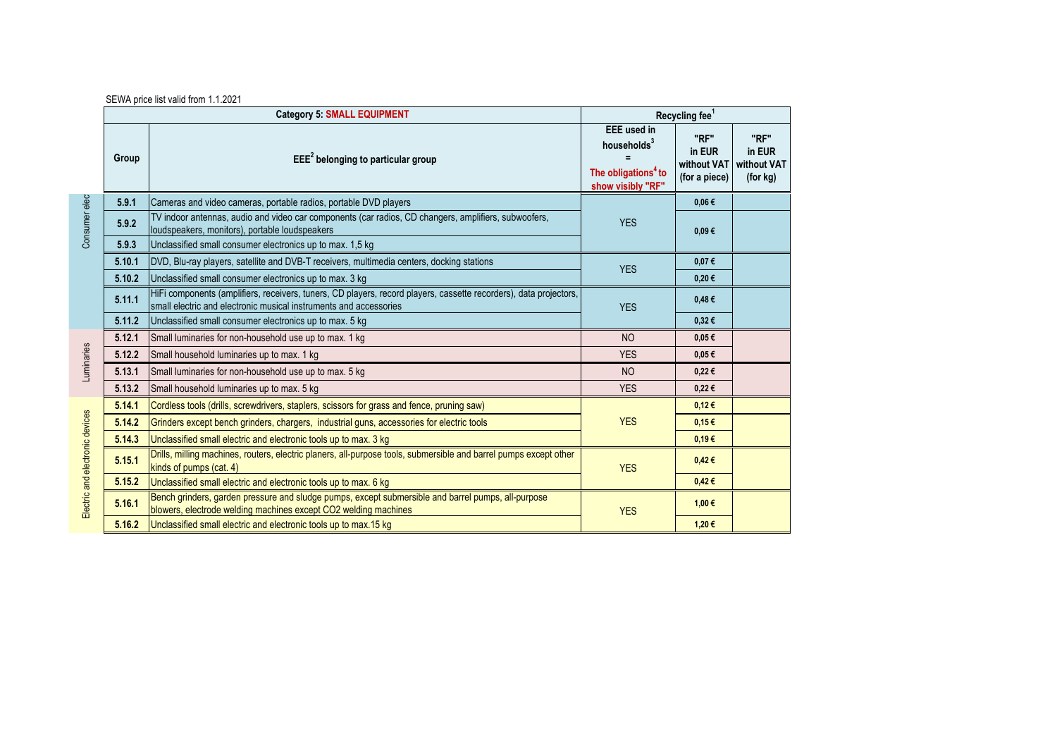SEWA price list valid from 1.1.2021

| | Category 5: SMALL EQUIPMENT | | Recycling fee[1] | | |
|---|---|---|---|---|---|
| | Group | EEE[2] belonging to particular group | EEE used in households[3] = The obligations[4] to show visibly "RF" | "RF" in EUR without VAT (for a piece) | "RF" in EUR without VAT (for kg) |
| Consumer elec | 5.9.1 | Cameras and video cameras, portable radios, portable DVD players | YES | 0,06 € | |
| | 5.9.2 | TV indoor antennas, audio and video car components (car radios, CD changers, amplifiers, subwoofers, loudspeakers, monitors), portable loudspeakers | | 0,09 € | |
| | 5.9.3 | Unclassified small consumer electronics up to max. 1,5 kg | | | |
| | 5.10.1 | DVD, Blu-ray players, satellite and DVB-T receivers, multimedia centers, docking stations | YES | 0,07 € | |
| | 5.10.2 | Unclassified small consumer electronics up to max. 3 kg | | 0,20 € | |
| | 5.11.1 | HiFi components (amplifiers, receivers, tuners, CD players, record players, cassette recorders), data projectors, small electric and electronic musical instruments and accessories | YES | 0,48 € | |
| | 5.11.2 | Unclassified small consumer electronics up to max. 5 kg | | 0,32 € | |
| Luminaries | 5.12.1 | Small luminaries for non-household use up to max. 1 kg | NO | 0,05 € | |
| | 5.12.2 | Small household luminaries up to max. 1 kg | YES | 0,05 € | |
| | 5.13.1 | Small luminaries for non-household use up to max. 5 kg | NO | 0,22 € | |
| | 5.13.2 | Small household luminaries up to max. 5 kg | YES | 0,22 € | |
| Electric and electronic devices | 5.14.1 | Cordless tools (drills, screwdrivers, staplers, scissors for grass and fence, pruning saw) | YES | 0,12 € | |
| | 5.14.2 | Grinders except bench grinders, chargers, industrial guns, accessories for electric tools | | 0,15 € | |
| | 5.14.3 | Unclassified small electric and electronic tools up to max. 3 kg | | 0,19 € | |
| | 5.15.1 | Drills, milling machines, routers, electric planers, all-purpose tools, submersible and barrel pumps except other kinds of pumps (cat. 4) | YES | 0,42 € | |
| | 5.15.2 | Unclassified small electric and electronic tools up to max. 6 kg | | 0,42 € | |
| | 5.16.1 | Bench grinders, garden pressure and sludge pumps, except submersible and barrel pumps, all-purpose blowers, electrode welding machines except CO2 welding machines | YES | 1,00 € | |
| | 5.16.2 | Unclassified small electric and electronic tools up to max.15 kg | | 1,20 € | |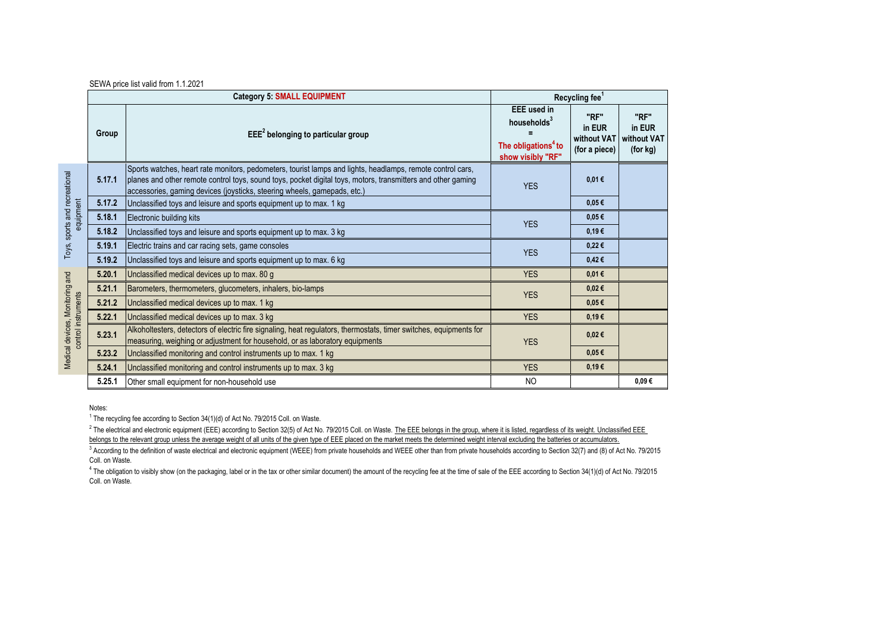SEWA price list valid from 1.1.2021

| | Category 5: SMALL EQUIPMENT | | Recycling fee[1] | | |
|---|---|---|---|---|---|
| | Group | EEE[2] belonging to particular group | EEE used in households[3] = The obligations[4] to show visibly "RF" | "RF" in EUR without VAT (for a piece) | "RF" in EUR without VAT (for kg) |
| Toys, sports and recreational equipment | 5.17.1 | Sports watches, heart rate monitors, pedometers, tourist lamps and lights, headlamps, remote control cars, planes and other remote control toys, sound toys, pocket digital toys, motors, transmitters and other gaming accessories, gaming devices (joysticks, steering wheels, gamepads, etc.) | YES | 0,01 € | |
| | 5.17.2 | Unclassified toys and leisure and sports equipment up to max. 1 kg | | 0,05 € | |
| | 5.18.1 | Electronic building kits | YES | 0,05 € | |
| | 5.18.2 | Unclassified toys and leisure and sports equipment up to max. 3 kg | | 0,19 € | |
| | 5.19.1 | Electric trains and car racing sets, game consoles | YES | 0,22 € | |
| | 5.19.2 | Unclassified toys and leisure and sports equipment up to max. 6 kg | | 0,42 € | |
| Medical devices, Monitoring and control instruments | 5.20.1 | Unclassified medical devices up to max. 80 g | YES | 0,01 € | |
| | 5.21.1 | Barometers, thermometers, glucometers, inhalers, bio-lamps | YES | 0,02 € | |
| | 5.21.2 | Unclassified medical devices up to max. 1 kg | | 0,05 € | |
| | 5.22.1 | Unclassified medical devices up to max. 3 kg | YES | 0,19 € | |
| | 5.23.1 | Alkoholtesters, detectors of electric fire signaling, heat regulators, thermostats, timer switches, equipments for measuring, weighing or adjustment for household, or as laboratory equipments | YES | 0,02 € | |
| | 5.23.2 | Unclassified monitoring and control instruments up to max. 1 kg | | 0,05 € | |
| | 5.24.1 | Unclassified monitoring and control instruments up to max. 3 kg | YES | 0,19 € | |
| | 5.25.1 | Other small equipment for non-household use | NO | | 0,09 € |

Notes:

[1] The recycling fee according to Section 34(1)(d) of Act No. 79/2015 Coll. on Waste.

[2] The electrical and electronic equipment (EEE) according to Section 32(5) of Act No. 79/2015 Coll. on Waste. The EEE belongs in the group, where it is listed, regardless of its weight. Unclassified EEE belongs to the relevant group unless the average weight of all units of the given type of EEE placed on the market meets the determined weight interval excluding the batteries or accumulators.

[3] According to the definition of waste electrical and electronic equipment (WEEE) from private households and WEEE other than from private households according to Section 32(7) and (8) of Act No. 79/2015 Coll. on Waste.

[4] The obligation to visibly show (on the packaging, label or in the tax or other similar document) the amount of the recycling fee at the time of sale of the EEE according to Section 34(1)(d) of Act No. 79/2015 Coll. on Waste.